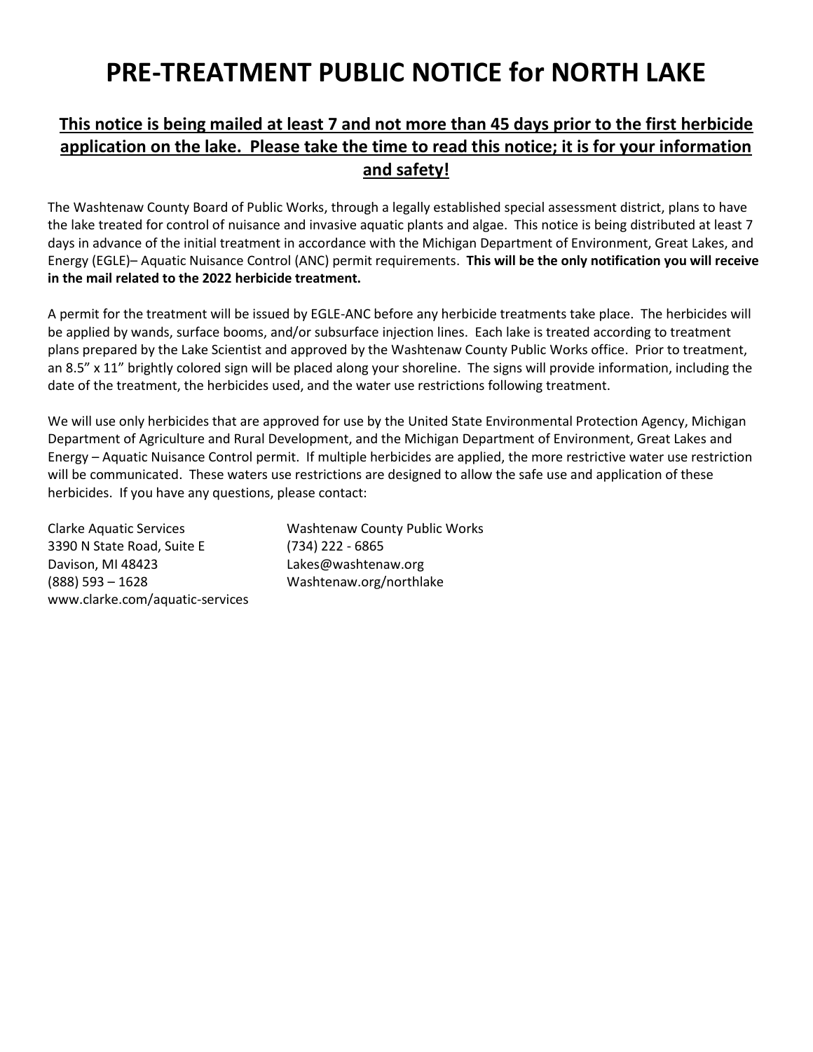# PRE-TREATMENT PUBLIC NOTICE for NORTH LAKE

**This notice is being mailed at least 7 and not more than 45 days prior to the first herbicide application on the lake. Please take the time to read this notice; it is for your information and safety!**

The Washtenaw County Board of Public Works, through a legally established special assessment district, plans to have the lake treated for control of nuisance and invasive aquatic plants and algae. This notice is being distributed at least 7 days in advance of the initial treatment in accordance with the Michigan Department of Environment, Great Lakes, and Energy (EGLE)– Aquatic Nuisance Control (ANC) permit requirements. **This will be the only notification you will receive in the mail related to the 2022 herbicide treatment.**

A permit for the treatment will be issued by EGLE-ANC before any herbicide treatments take place. The herbicides will be applied by wands, surface booms, and/or subsurface injection lines. Each lake is treated according to treatment plans prepared by the Lake Scientist and approved by the Washtenaw County Public Works office. Prior to treatment, an 8.5" x 11" brightly colored sign will be placed along your shoreline. The signs will provide information, including the date of the treatment, the herbicides used, and the water use restrictions following treatment.

We will use only herbicides that are approved for use by the United State Environmental Protection Agency, Michigan Department of Agriculture and Rural Development, and the Michigan Department of Environment, Great Lakes and Energy – Aquatic Nuisance Control permit. If multiple herbicides are applied, the more restrictive water use restriction will be communicated. These waters use restrictions are designed to allow the safe use and application of these herbicides. If you have any questions, please contact:

Clarke Aquatic Services
3390 N State Road, Suite E
Davison, MI 48423
(888) 593 – 1628
www.clarke.com/aquatic-services

Washtenaw County Public Works
(734) 222 - 6865
Lakes@washtenaw.org
Washtenaw.org/northlake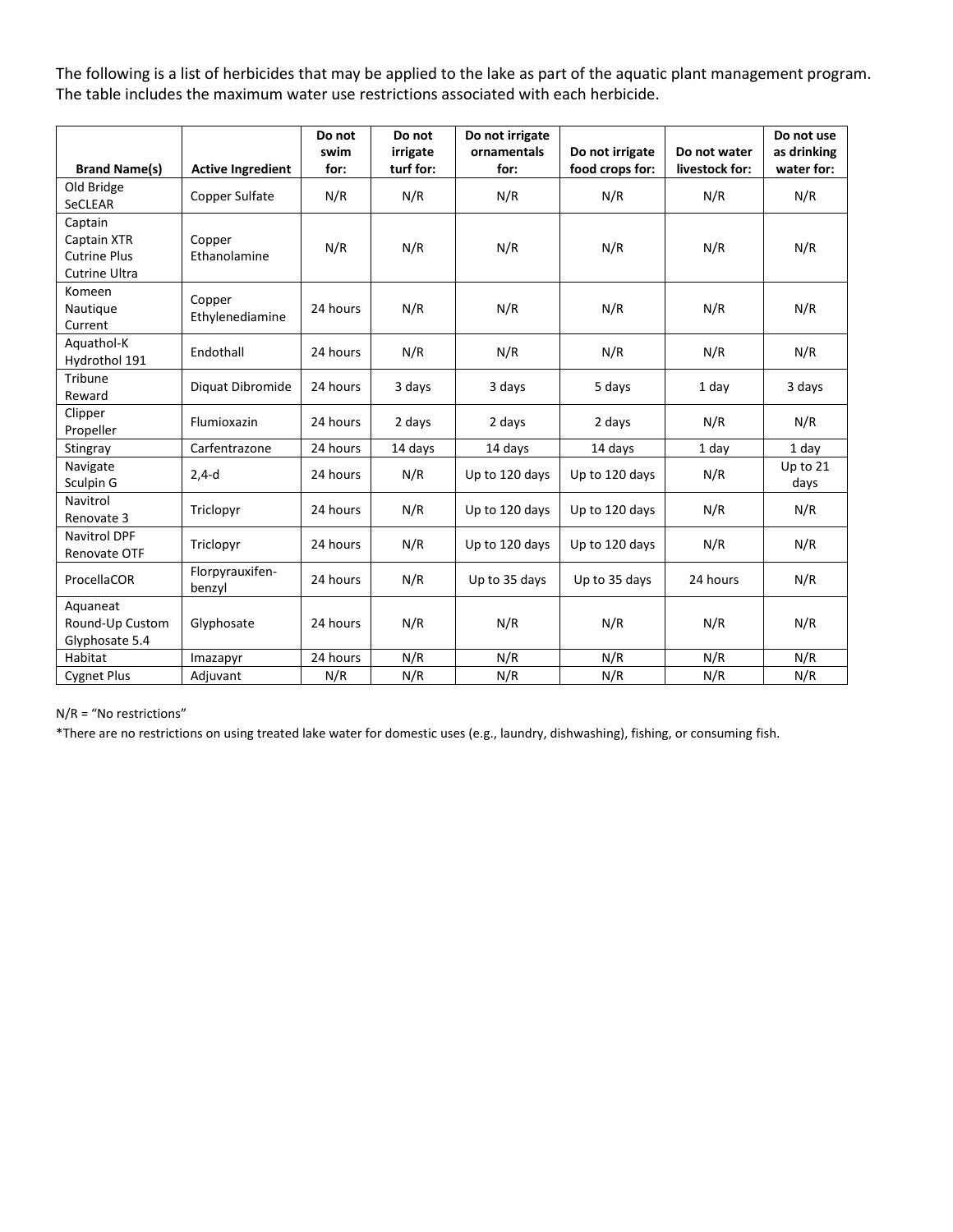The following is a list of herbicides that may be applied to the lake as part of the aquatic plant management program. The table includes the maximum water use restrictions associated with each herbicide.

| Brand Name(s) | Active Ingredient | Do not swim for: | Do not irrigate turf for: | Do not irrigate ornamentals for: | Do not irrigate food crops for: | Do not water livestock for: | Do not use as drinking water for: |
|---|---|---|---|---|---|---|---|
| Old Bridge<br>SeCLEAR | Copper Sulfate | N/R | N/R | N/R | N/R | N/R | N/R |
| Captain<br>Captain XTR<br>Cutrine Plus<br>Cutrine Ultra | Copper Ethanolamine | N/R | N/R | N/R | N/R | N/R | N/R |
| Komeen<br>Nautique<br>Current | Copper Ethylenediamine | 24 hours | N/R | N/R | N/R | N/R | N/R |
| Aquathol-K<br>Hydrothol 191 | Endothall | 24 hours | N/R | N/R | N/R | N/R | N/R |
| Tribune<br>Reward | Diquat Dibromide | 24 hours | 3 days | 3 days | 5 days | 1 day | 3 days |
| Clipper<br>Propeller | Flumioxazin | 24 hours | 2 days | 2 days | 2 days | N/R | N/R |
| Stingray | Carfentrazone | 24 hours | 14 days | 14 days | 14 days | 1 day | 1 day |
| Navigate<br>Sculpin G | 2,4-d | 24 hours | N/R | Up to 120 days | Up to 120 days | N/R | Up to 21 days |
| Navitrol<br>Renovate 3 | Triclopyr | 24 hours | N/R | Up to 120 days | Up to 120 days | N/R | N/R |
| Navitrol DPF<br>Renovate OTF | Triclopyr | 24 hours | N/R | Up to 120 days | Up to 120 days | N/R | N/R |
| ProcellaCOR | Florpyrauxifen-benzyl | 24 hours | N/R | Up to 35 days | Up to 35 days | 24 hours | N/R |
| Aquaneat<br>Round-Up Custom<br>Glyphosate 5.4 | Glyphosate | 24 hours | N/R | N/R | N/R | N/R | N/R |
| Habitat | Imazapyr | 24 hours | N/R | N/R | N/R | N/R | N/R |
| Cygnet Plus | Adjuvant | N/R | N/R | N/R | N/R | N/R | N/R |

N/R = "No restrictions"

*There are no restrictions on using treated lake water for domestic uses (e.g., laundry, dishwashing), fishing, or consuming fish.